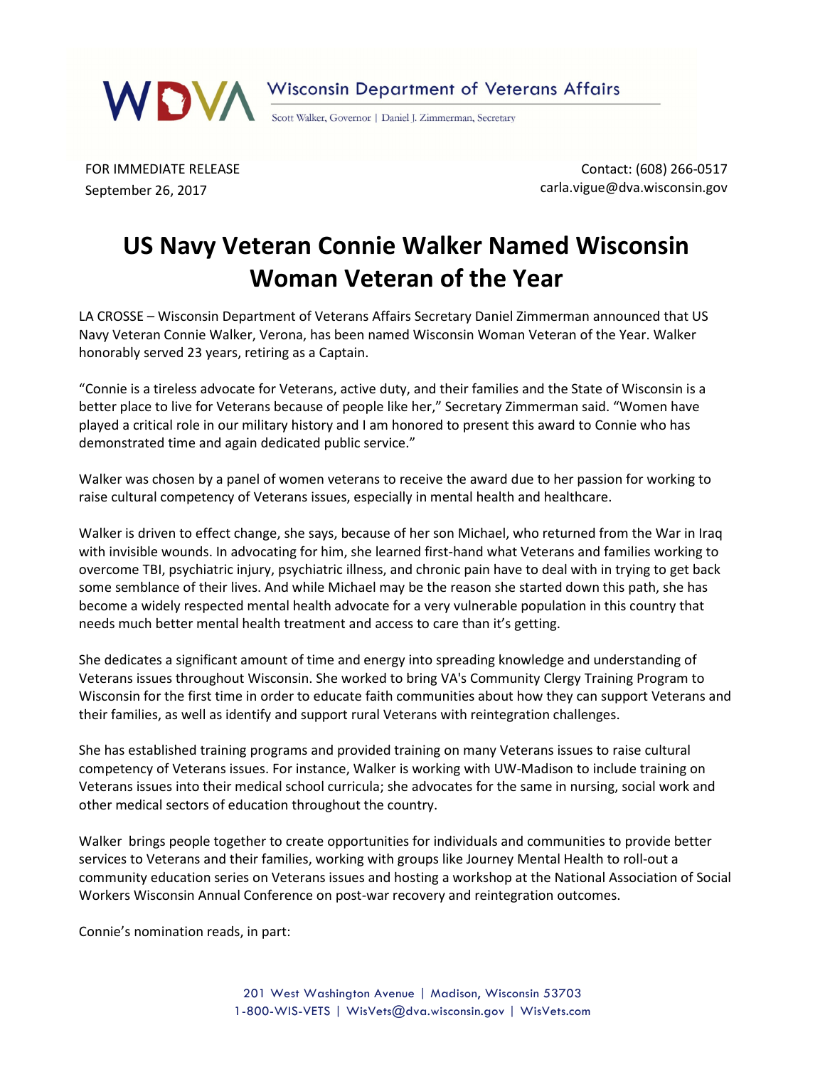WDVA Wisconsin Department of Veterans Affairs

Scott Walker, Governor | Daniel J. Zimmerman, Secretary

FOR IMMEDIATE RELEASE
September 26, 2017

Contact: (608) 266-0517
carla.vigue@dva.wisconsin.gov

# US Navy Veteran Connie Walker Named Wisconsin Woman Veteran of the Year

LA CROSSE – Wisconsin Department of Veterans Affairs Secretary Daniel Zimmerman announced that US Navy Veteran Connie Walker, Verona, has been named Wisconsin Woman Veteran of the Year. Walker honorably served 23 years, retiring as a Captain.

"Connie is a tireless advocate for Veterans, active duty, and their families and the State of Wisconsin is a better place to live for Veterans because of people like her," Secretary Zimmerman said. "Women have played a critical role in our military history and I am honored to present this award to Connie who has demonstrated time and again dedicated public service."

Walker was chosen by a panel of women veterans to receive the award due to her passion for working to raise cultural competency of Veterans issues, especially in mental health and healthcare.

Walker is driven to effect change, she says, because of her son Michael, who returned from the War in Iraq with invisible wounds. In advocating for him, she learned first-hand what Veterans and families working to overcome TBI, psychiatric injury, psychiatric illness, and chronic pain have to deal with in trying to get back some semblance of their lives. And while Michael may be the reason she started down this path, she has become a widely respected mental health advocate for a very vulnerable population in this country that needs much better mental health treatment and access to care than it's getting.

She dedicates a significant amount of time and energy into spreading knowledge and understanding of Veterans issues throughout Wisconsin. She worked to bring VA's Community Clergy Training Program to Wisconsin for the first time in order to educate faith communities about how they can support Veterans and their families, as well as identify and support rural Veterans with reintegration challenges.

She has established training programs and provided training on many Veterans issues to raise cultural competency of Veterans issues. For instance, Walker is working with UW-Madison to include training on Veterans issues into their medical school curricula; she advocates for the same in nursing, social work and other medical sectors of education throughout the country.

Walker brings people together to create opportunities for individuals and communities to provide better services to Veterans and their families, working with groups like Journey Mental Health to roll-out a community education series on Veterans issues and hosting a workshop at the National Association of Social Workers Wisconsin Annual Conference on post-war recovery and reintegration outcomes.

Connie's nomination reads, in part:

201 West Washington Avenue | Madison, Wisconsin 53703
1-800-WIS-VETS | WisVets@dva.wisconsin.gov | WisVets.com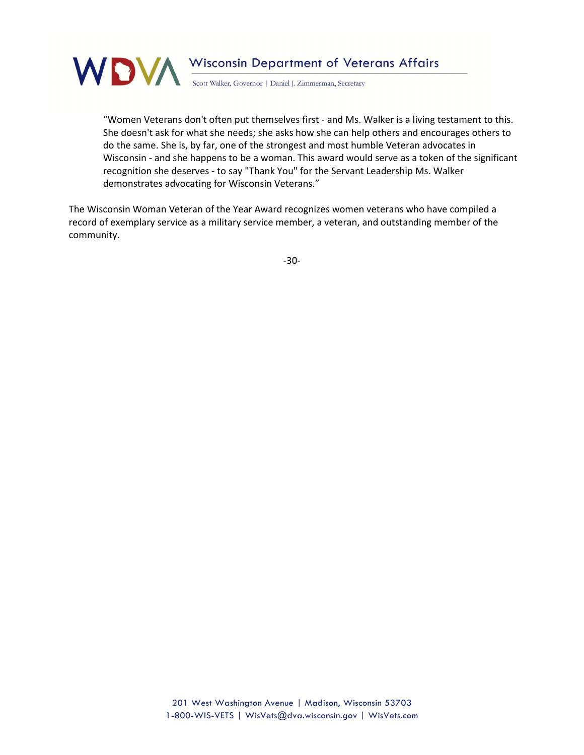> "Women Veterans don't often put themselves first - and Ms. Walker is a living testament to this. She doesn't ask for what she needs; she asks how she can help others and encourages others to do the same. She is, by far, one of the strongest and most humble Veteran advocates in Wisconsin - and she happens to be a woman. This award would serve as a token of the significant recognition she deserves - to say "Thank You" for the Servant Leadership Ms. Walker demonstrates advocating for Wisconsin Veterans."

The Wisconsin Woman Veteran of the Year Award recognizes women veterans who have compiled a record of exemplary service as a military service member, a veteran, and outstanding member of the community.

-30-